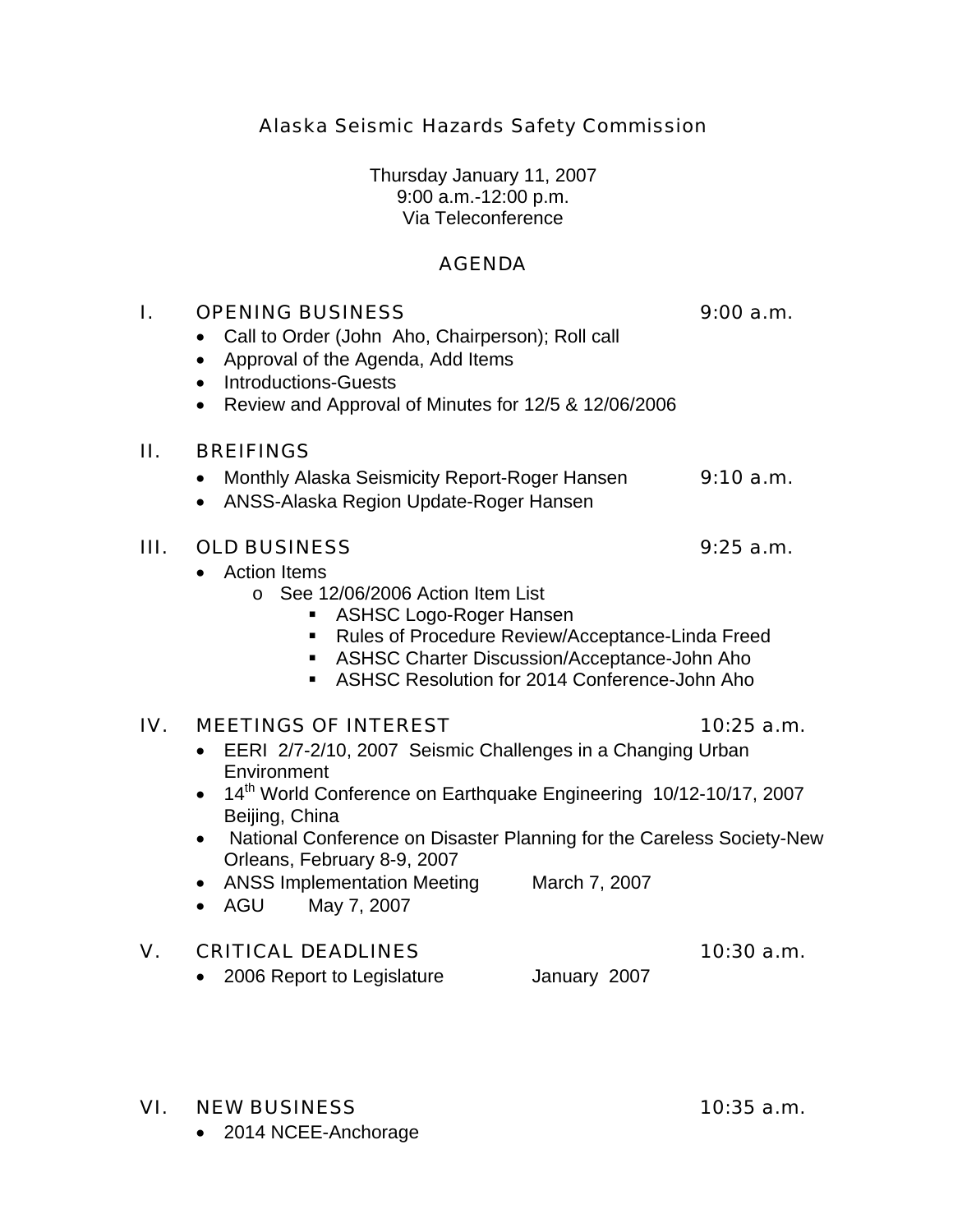# Alaska Seismic Hazards Safety Commission

Thursday January 11, 2007
9:00 a.m.-12:00 p.m.
Via Teleconference

## AGENDA

### I. OPENING BUSINESS — 9:00 a.m.

- Call to Order (John Aho, Chairperson); Roll call
- Approval of the Agenda, Add Items
- Introductions-Guests
- Review and Approval of Minutes for 12/5 & 12/06/2006

### II. BREIFINGS

- Monthly Alaska Seismicity Report-Roger Hansen — 9:10 a.m.
- ANSS-Alaska Region Update-Roger Hansen

### III. OLD BUSINESS — 9:25 a.m.

- Action Items
  - See 12/06/2006 Action Item List
    - ASHSC Logo-Roger Hansen
    - Rules of Procedure Review/Acceptance-Linda Freed
    - ASHSC Charter Discussion/Acceptance-John Aho
    - ASHSC Resolution for 2014 Conference-John Aho

### IV. MEETINGS OF INTEREST — 10:25 a.m.

- EERI 2/7-2/10, 2007 Seismic Challenges in a Changing Urban Environment
- 14th World Conference on Earthquake Engineering 10/12-10/17, 2007 Beijing, China
- National Conference on Disaster Planning for the Careless Society-New Orleans, February 8-9, 2007
- ANSS Implementation Meeting March 7, 2007
- AGU May 7, 2007

### V. CRITICAL DEADLINES — 10:30 a.m.

- 2006 Report to Legislature January 2007

### VI. NEW BUSINESS — 10:35 a.m.

- 2014 NCEE-Anchorage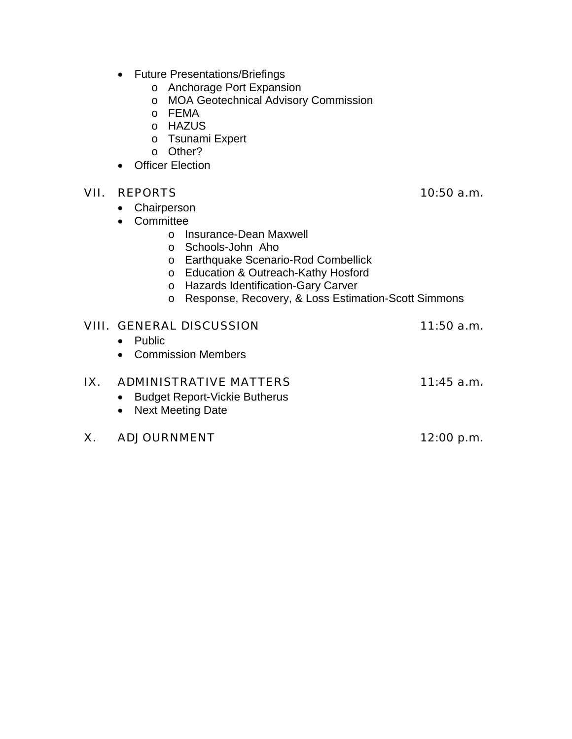- Future Presentations/Briefings
  - Anchorage Port Expansion
  - MOA Geotechnical Advisory Commission
  - FEMA
  - HAZUS
  - Tsunami Expert
  - Other?
- Officer Election

## VII. REPORTS 10:50 a.m.

- Chairperson
- Committee
  - Insurance-Dean Maxwell
  - Schools-John Aho
  - Earthquake Scenario-Rod Combellick
  - Education & Outreach-Kathy Hosford
  - Hazards Identification-Gary Carver
  - Response, Recovery, & Loss Estimation-Scott Simmons

## VIII. GENERAL DISCUSSION 11:50 a.m.

- Public
- Commission Members

## IX. ADMINISTRATIVE MATTERS 11:45 a.m.

- Budget Report-Vickie Butherus
- Next Meeting Date

## X. ADJOURNMENT 12:00 p.m.